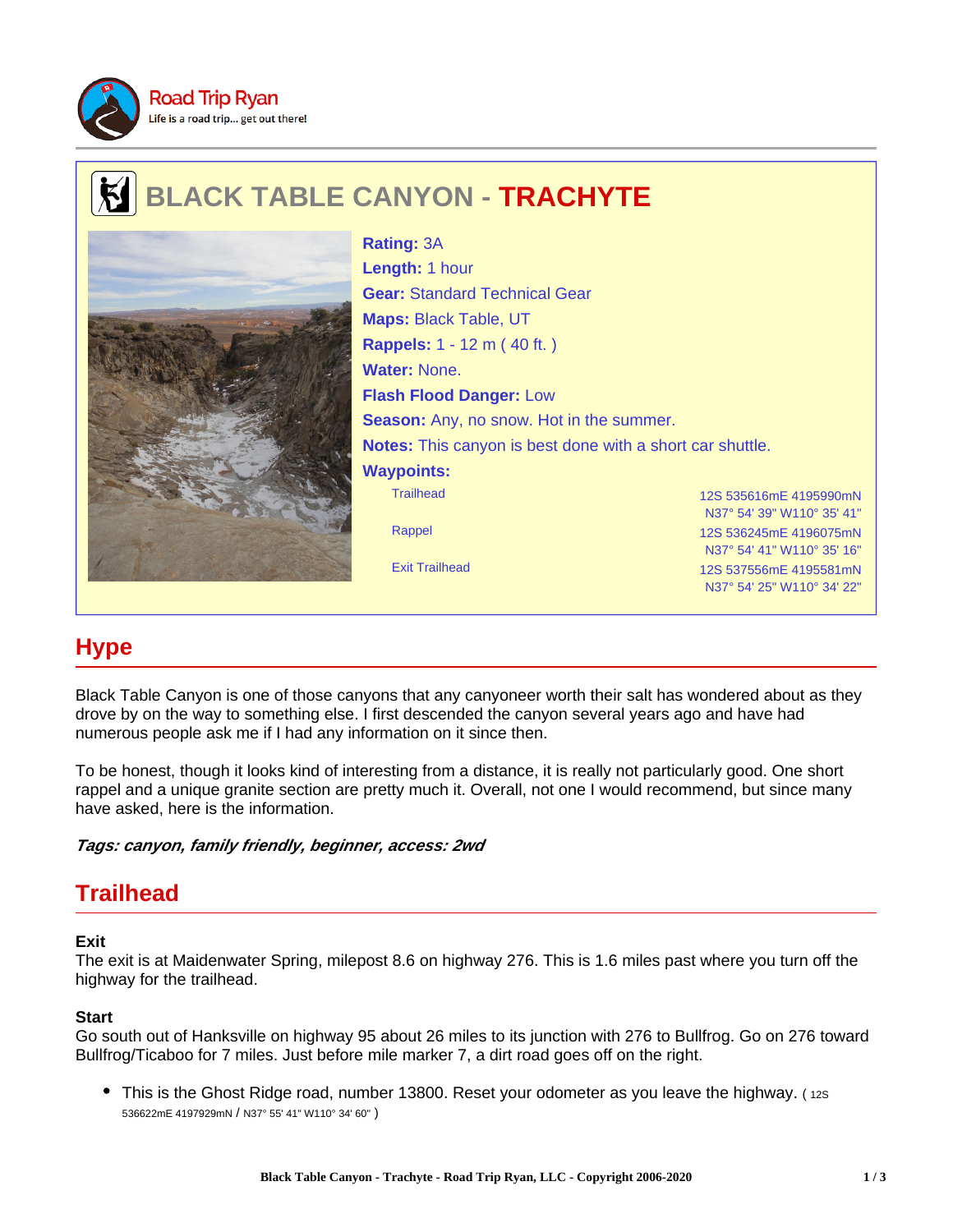Road Trip Ryan
Life is a road trip... get out there!

# BLACK TABLE CANYON - TRACHYTE

**Rating:** 3A
**Length:** 1 hour
**Gear:** Standard Technical Gear
**Maps:** Black Table, UT
**Rappels:** 1 - 12 m ( 40 ft. )
**Water:** None.
**Flash Flood Danger:** Low
**Season:** Any, no snow. Hot in the summer.
**Notes:** This canyon is best done with a short car shuttle.
**Waypoints:**

| Waypoint | Coordinates |
| --- | --- |
| Trailhead | 12S 535616mE 4195990mN<br>N37° 54' 39" W110° 35' 41" |
| Rappel | 12S 536245mE 4196075mN<br>N37° 54' 41" W110° 35' 16" |
| Exit Trailhead | 12S 537556mE 4195581mN<br>N37° 54' 25" W110° 34' 22" |

## Hype

Black Table Canyon is one of those canyons that any canyoneer worth their salt has wondered about as they drove by on the way to something else. I first descended the canyon several years ago and have had numerous people ask me if I had any information on it since then.

To be honest, though it looks kind of interesting from a distance, it is really not particularly good. One short rappel and a unique granite section are pretty much it. Overall, not one I would recommend, but since many have asked, here is the information.

***Tags: canyon, family friendly, beginner, access: 2wd***

## Trailhead

### Exit

The exit is at Maidenwater Spring, milepost 8.6 on highway 276. This is 1.6 miles past where you turn off the highway for the trailhead.

### Start

Go south out of Hanksville on highway 95 about 26 miles to its junction with 276 to Bullfrog. Go on 276 toward Bullfrog/Ticaboo for 7 miles. Just before mile marker 7, a dirt road goes off on the right.

- This is the Ghost Ridge road, number 13800. Reset your odometer as you leave the highway. ( 12S 536622mE 4197929mN / N37° 55' 41" W110° 34' 60" )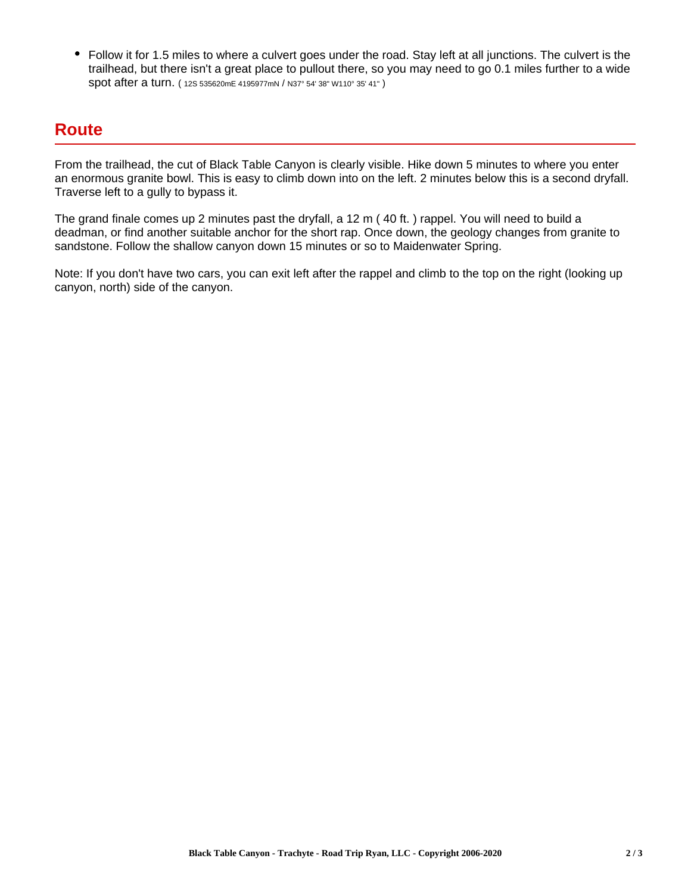- Follow it for 1.5 miles to where a culvert goes under the road. Stay left at all junctions. The culvert is the trailhead, but there isn't a great place to pullout there, so you may need to go 0.1 miles further to a wide spot after a turn. ( 12S 535620mE 4195977mN / N37° 54' 38" W110° 35' 41" )

## Route

From the trailhead, the cut of Black Table Canyon is clearly visible. Hike down 5 minutes to where you enter an enormous granite bowl. This is easy to climb down into on the left. 2 minutes below this is a second dryfall. Traverse left to a gully to bypass it.

The grand finale comes up 2 minutes past the dryfall, a 12 m ( 40 ft. ) rappel. You will need to build a deadman, or find another suitable anchor for the short rap. Once down, the geology changes from granite to sandstone. Follow the shallow canyon down 15 minutes or so to Maidenwater Spring.

Note: If you don't have two cars, you can exit left after the rappel and climb to the top on the right (looking up canyon, north) side of the canyon.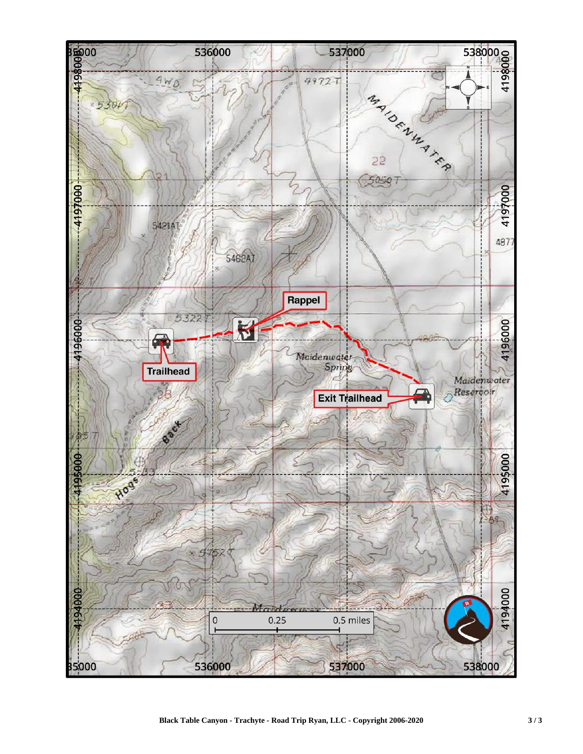535000
536000
537000
538000

4198000
4197000
4196000
4195000
4194000

4WD
5301T
4972T
MAIDENWATER
22
5059T
21
5421AT
5462AT
4877
5322T
Rappel
Trailhead
Maidenwater Spring
Exit Trailhead
Maidenwater Reservoir
Hogs Back
5752T

0
0.25
0.5 miles